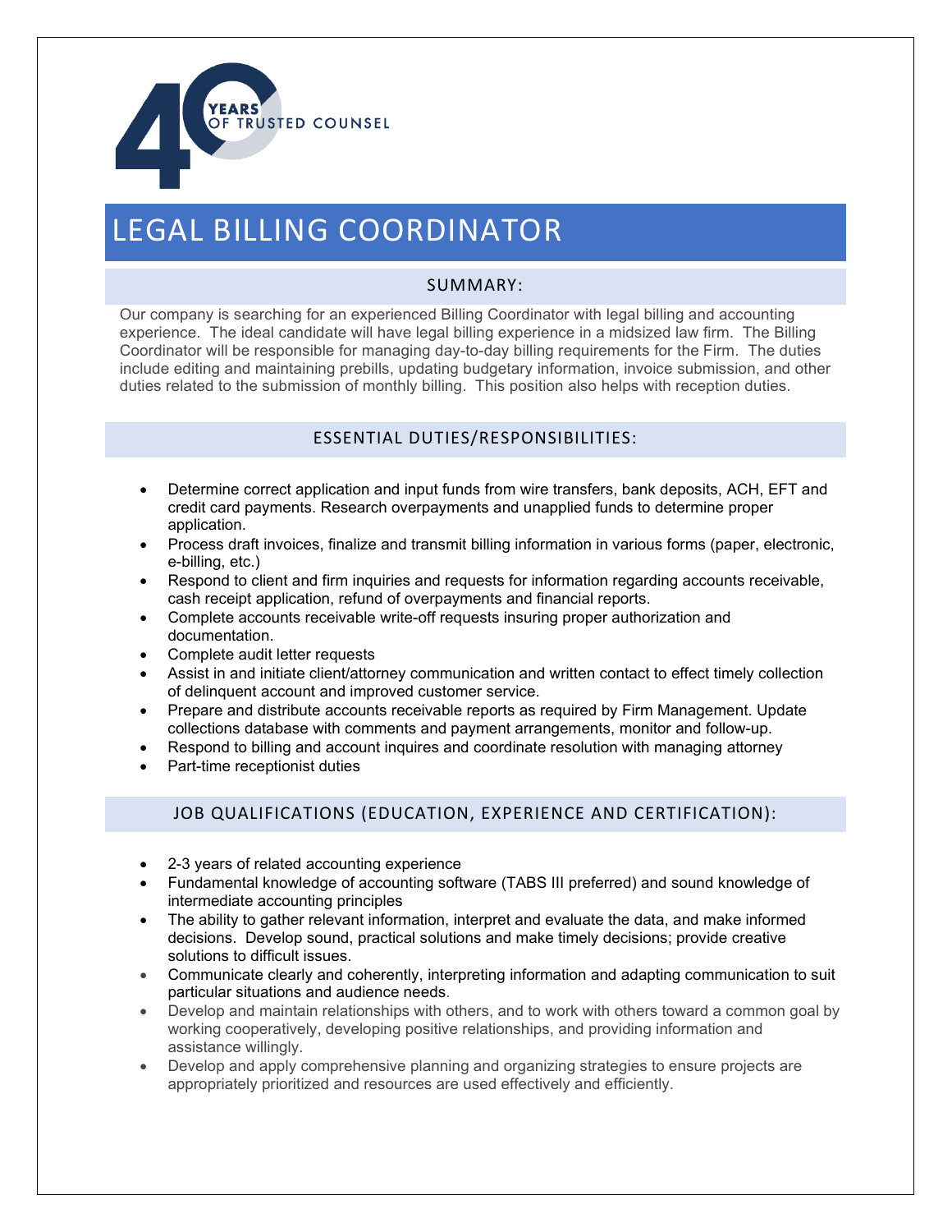40 YEARS OF TRUSTED COUNSEL

# LEGAL BILLING COORDINATOR

## SUMMARY:

Our company is searching for an experienced Billing Coordinator with legal billing and accounting experience. The ideal candidate will have legal billing experience in a midsized law firm. The Billing Coordinator will be responsible for managing day-to-day billing requirements for the Firm. The duties include editing and maintaining prebills, updating budgetary information, invoice submission, and other duties related to the submission of monthly billing. This position also helps with reception duties.

## ESSENTIAL DUTIES/RESPONSIBILITIES:

- Determine correct application and input funds from wire transfers, bank deposits, ACH, EFT and credit card payments. Research overpayments and unapplied funds to determine proper application.
- Process draft invoices, finalize and transmit billing information in various forms (paper, electronic, e-billing, etc.)
- Respond to client and firm inquiries and requests for information regarding accounts receivable, cash receipt application, refund of overpayments and financial reports.
- Complete accounts receivable write-off requests insuring proper authorization and documentation.
- Complete audit letter requests
- Assist in and initiate client/attorney communication and written contact to effect timely collection of delinquent account and improved customer service.
- Prepare and distribute accounts receivable reports as required by Firm Management. Update collections database with comments and payment arrangements, monitor and follow-up.
- Respond to billing and account inquires and coordinate resolution with managing attorney
- Part-time receptionist duties

## JOB QUALIFICATIONS (EDUCATION, EXPERIENCE AND CERTIFICATION):

- 2-3 years of related accounting experience
- Fundamental knowledge of accounting software (TABS III preferred) and sound knowledge of intermediate accounting principles
- The ability to gather relevant information, interpret and evaluate the data, and make informed decisions. Develop sound, practical solutions and make timely decisions; provide creative solutions to difficult issues.
- Communicate clearly and coherently, interpreting information and adapting communication to suit particular situations and audience needs.
- Develop and maintain relationships with others, and to work with others toward a common goal by working cooperatively, developing positive relationships, and providing information and assistance willingly.
- Develop and apply comprehensive planning and organizing strategies to ensure projects are appropriately prioritized and resources are used effectively and efficiently.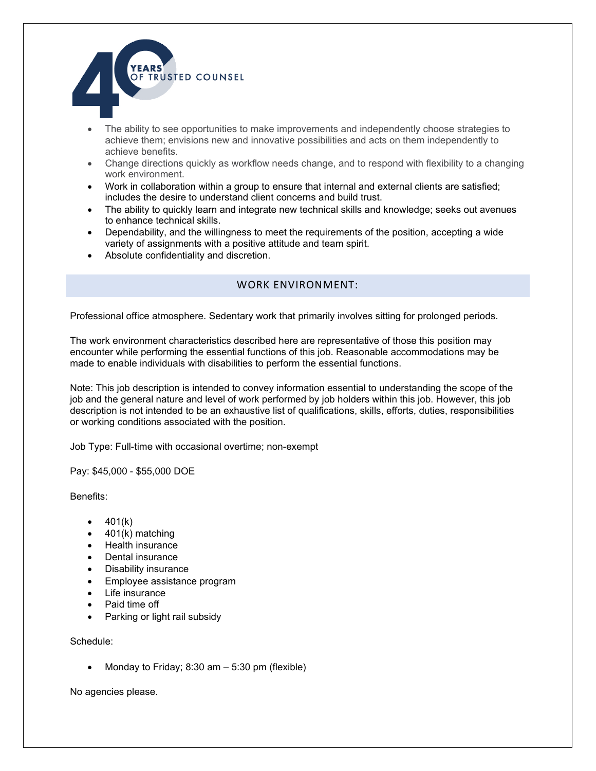- The ability to see opportunities to make improvements and independently choose strategies to achieve them; envisions new and innovative possibilities and acts on them independently to achieve benefits.
- Change directions quickly as workflow needs change, and to respond with flexibility to a changing work environment.
- Work in collaboration within a group to ensure that internal and external clients are satisfied; includes the desire to understand client concerns and build trust.
- The ability to quickly learn and integrate new technical skills and knowledge; seeks out avenues to enhance technical skills.
- Dependability, and the willingness to meet the requirements of the position, accepting a wide variety of assignments with a positive attitude and team spirit.
- Absolute confidentiality and discretion.

## WORK ENVIRONMENT:

Professional office atmosphere. Sedentary work that primarily involves sitting for prolonged periods.

The work environment characteristics described here are representative of those this position may encounter while performing the essential functions of this job. Reasonable accommodations may be made to enable individuals with disabilities to perform the essential functions.

Note: This job description is intended to convey information essential to understanding the scope of the job and the general nature and level of work performed by job holders within this job. However, this job description is not intended to be an exhaustive list of qualifications, skills, efforts, duties, responsibilities or working conditions associated with the position.

Job Type: Full-time with occasional overtime; non-exempt

Pay: $45,000 - $55,000 DOE

Benefits:

- 401(k)
- 401(k) matching
- Health insurance
- Dental insurance
- Disability insurance
- Employee assistance program
- Life insurance
- Paid time off
- Parking or light rail subsidy

Schedule:

- Monday to Friday; 8:30 am – 5:30 pm (flexible)

No agencies please.